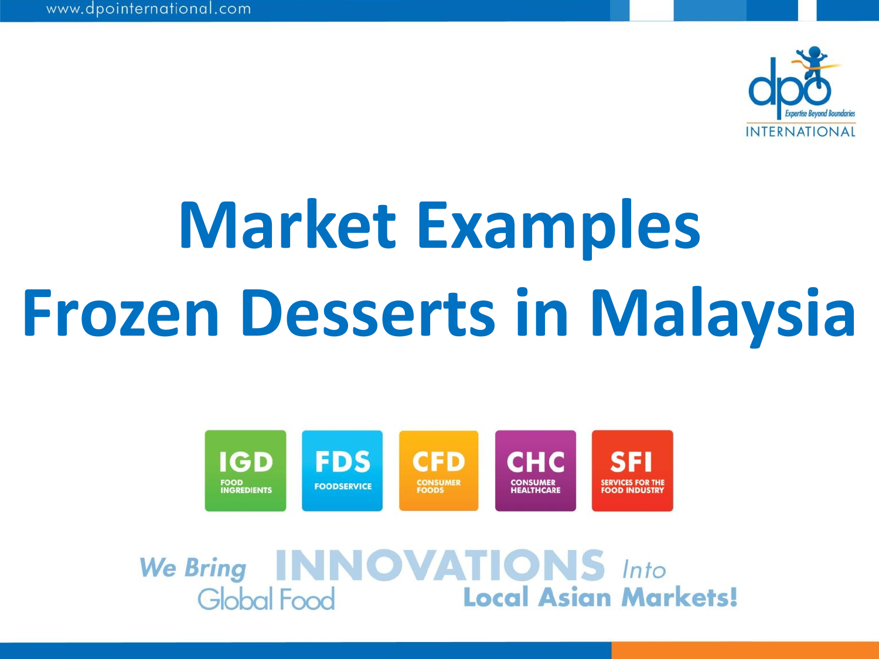# Market Examples
# Frozen Desserts in Malaysia

IGD FOOD INGREDIENTS

FDS FOODSERVICE

CFD CONSUMER FOODS

CHC CONSUMER HEALTHCARE

SFI SERVICES FOR THE FOOD INDUSTRY

We Bring Global Food INNOVATIONS Into Local Asian Markets!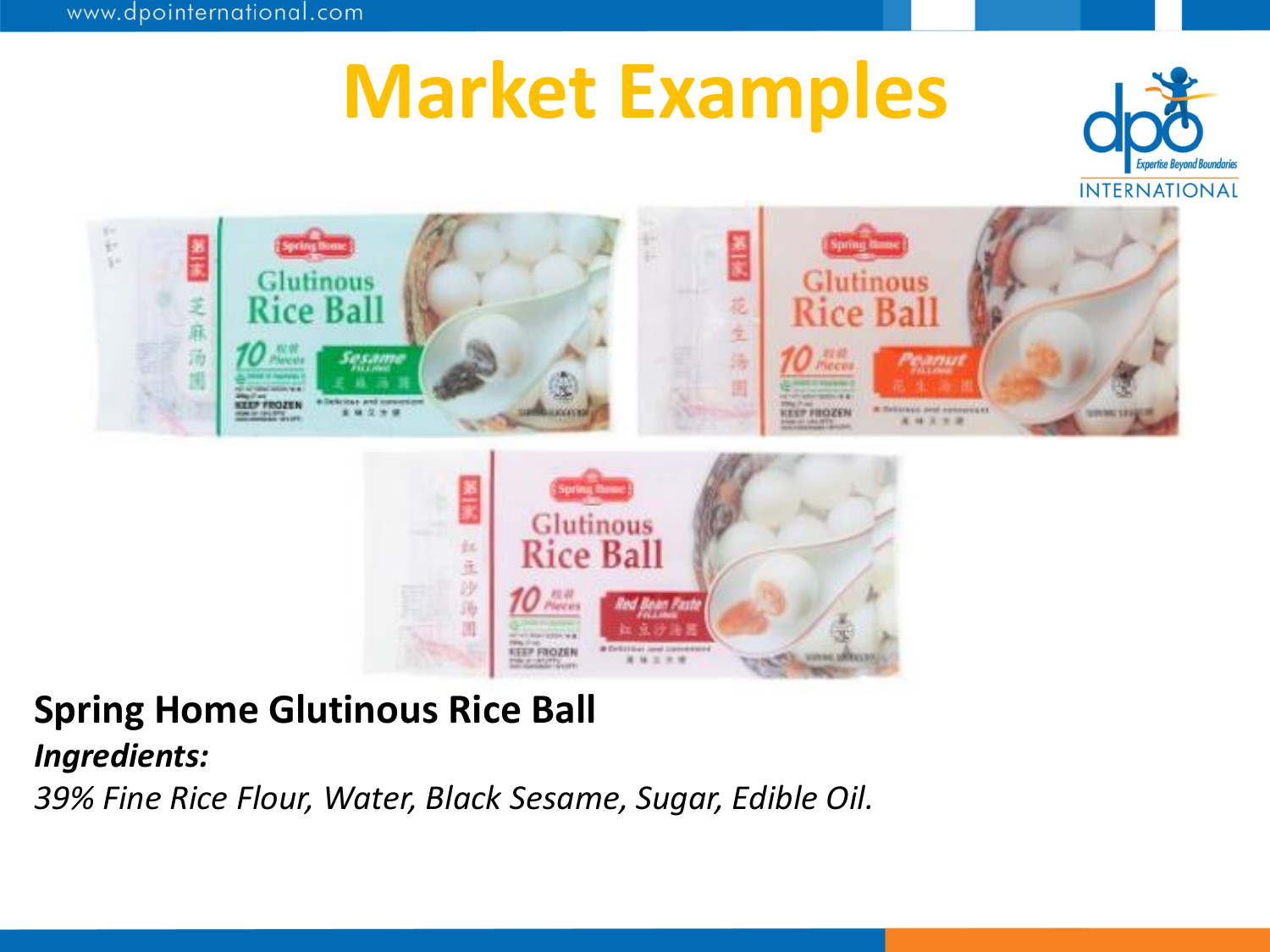# Market Examples

**Spring Home Glutinous Rice Ball**

***Ingredients:***

*39% Fine Rice Flour, Water, Black Sesame, Sugar, Edible Oil.*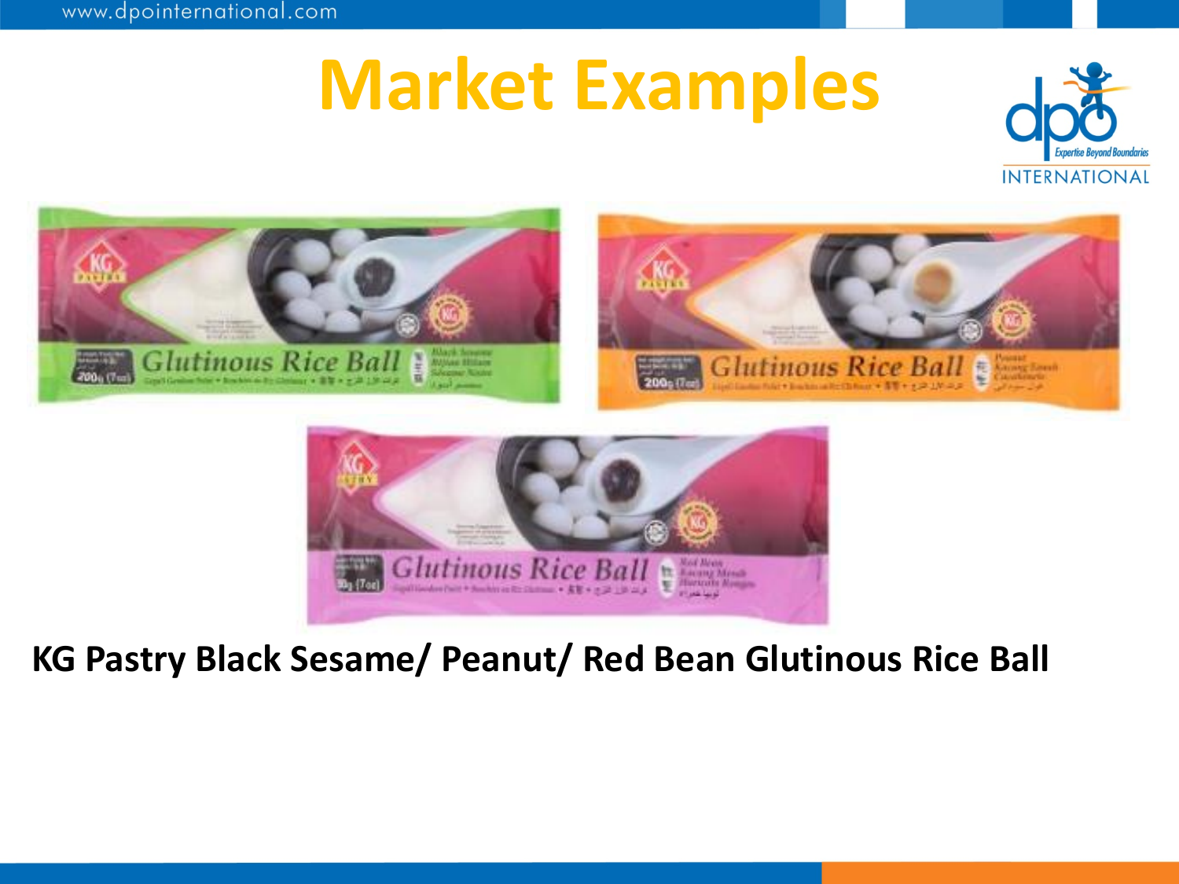# Market Examples

**KG Pastry Black Sesame/ Peanut/ Red Bean Glutinous Rice Ball**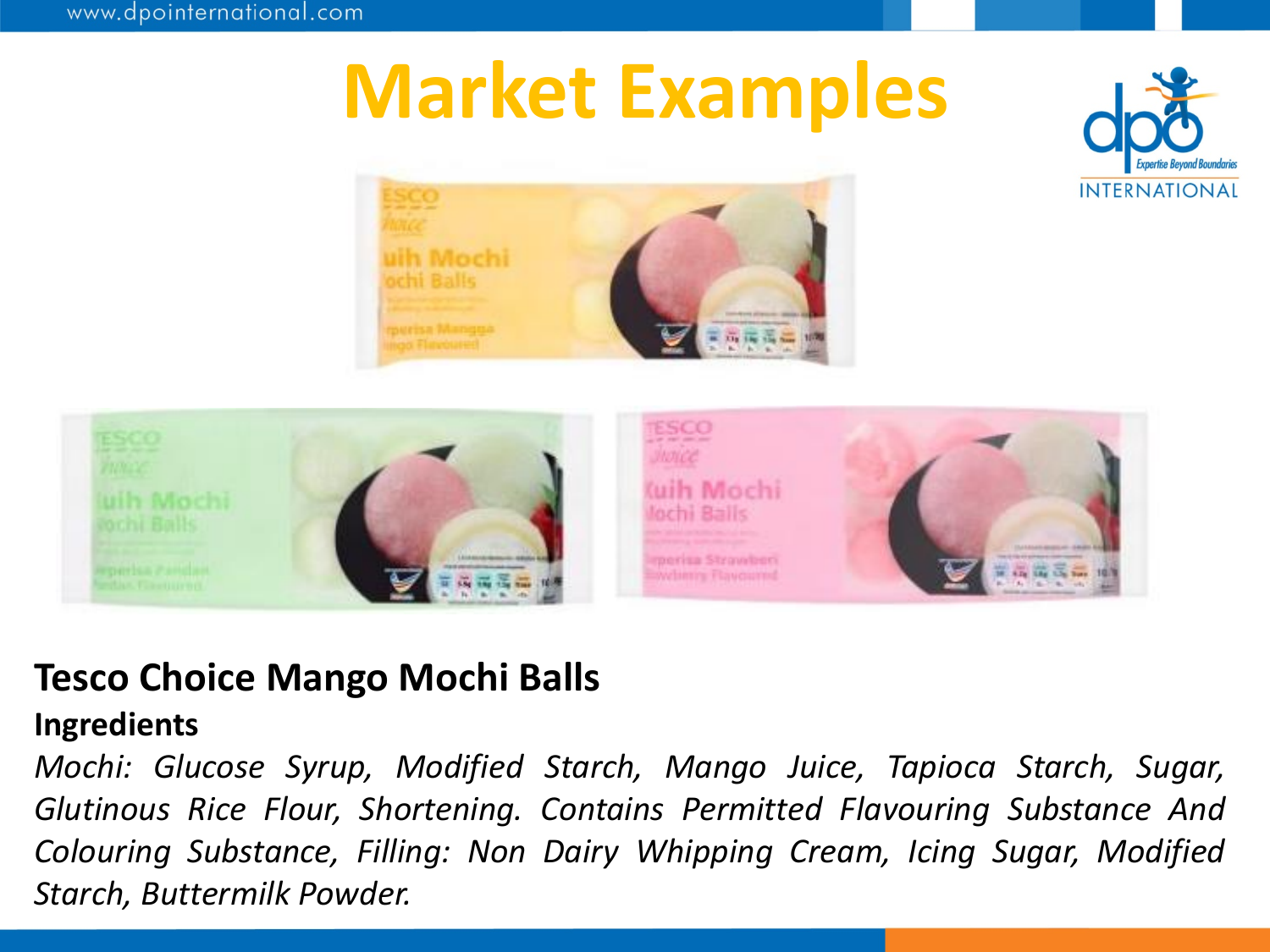# Market Examples

## Tesco Choice Mango Mochi Balls

**Ingredients**

*Mochi: Glucose Syrup, Modified Starch, Mango Juice, Tapioca Starch, Sugar, Glutinous Rice Flour, Shortening. Contains Permitted Flavouring Substance And Colouring Substance, Filling: Non Dairy Whipping Cream, Icing Sugar, Modified Starch, Buttermilk Powder.*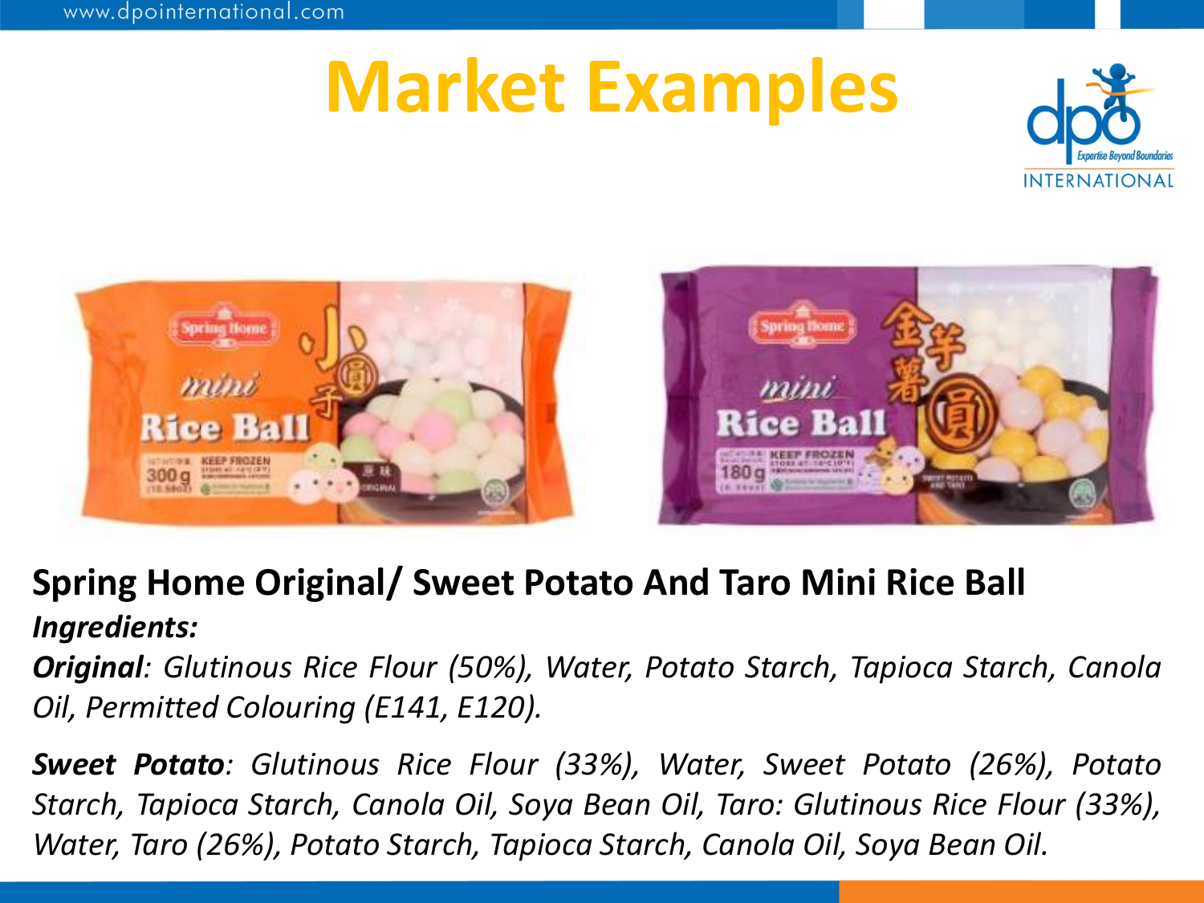# Market Examples

**Spring Home Original/ Sweet Potato And Taro Mini Rice Ball**

***Ingredients:***

***Original****: Glutinous Rice Flour (50%), Water, Potato Starch, Tapioca Starch, Canola Oil, Permitted Colouring (E141, E120).*

***Sweet Potato****: Glutinous Rice Flour (33%), Water, Sweet Potato (26%), Potato Starch, Tapioca Starch, Canola Oil, Soya Bean Oil, Taro: Glutinous Rice Flour (33%), Water, Taro (26%), Potato Starch, Tapioca Starch, Canola Oil, Soya Bean Oil.*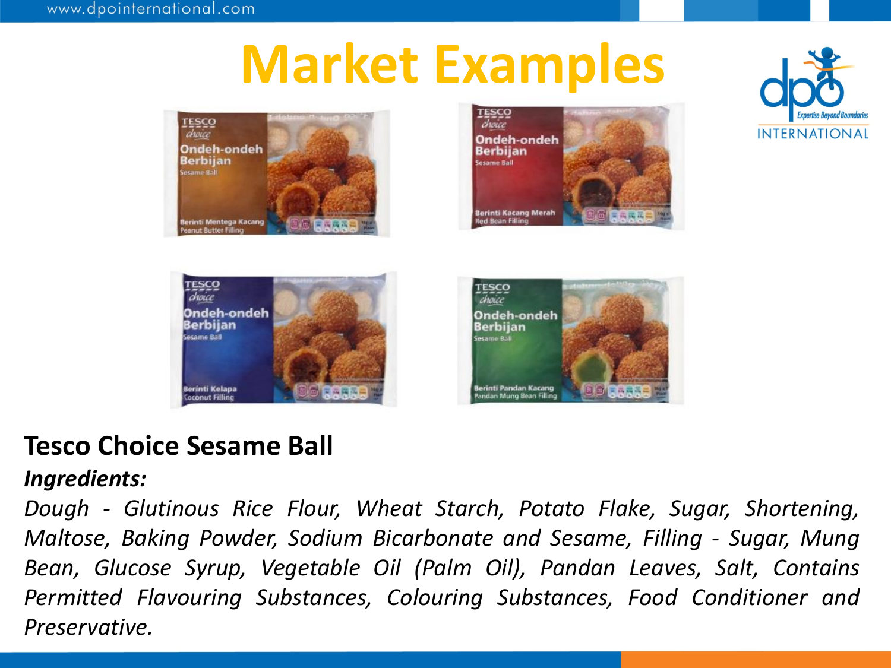# Market Examples

**Tesco Choice Sesame Ball**

***Ingredients:***

*Dough - Glutinous Rice Flour, Wheat Starch, Potato Flake, Sugar, Shortening, Maltose, Baking Powder, Sodium Bicarbonate and Sesame, Filling - Sugar, Mung Bean, Glucose Syrup, Vegetable Oil (Palm Oil), Pandan Leaves, Salt, Contains Permitted Flavouring Substances, Colouring Substances, Food Conditioner and Preservative.*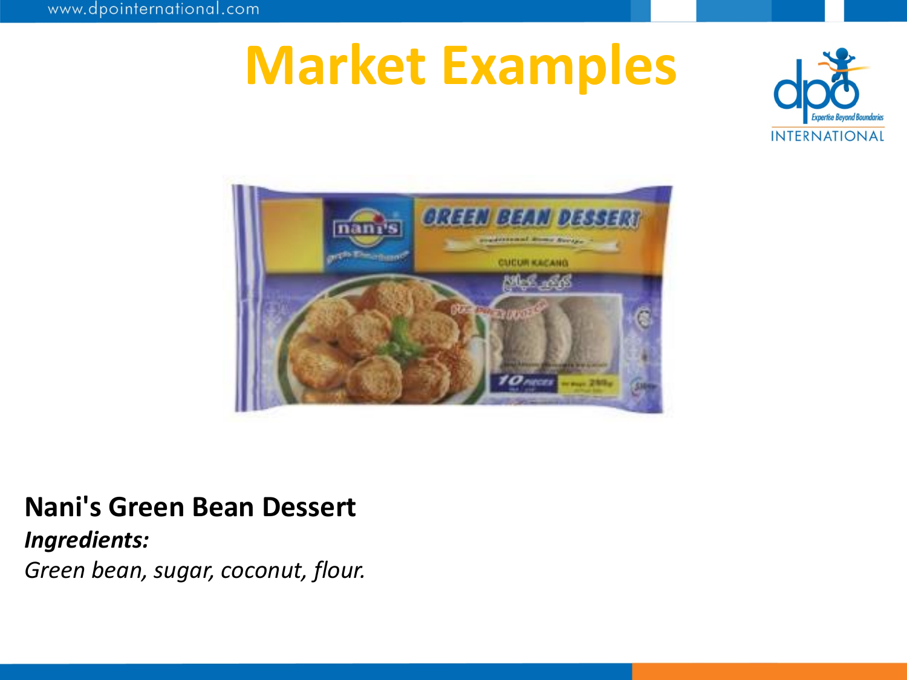# Market Examples

**Nani's Green Bean Dessert**

***Ingredients:***

*Green bean, sugar, coconut, flour.*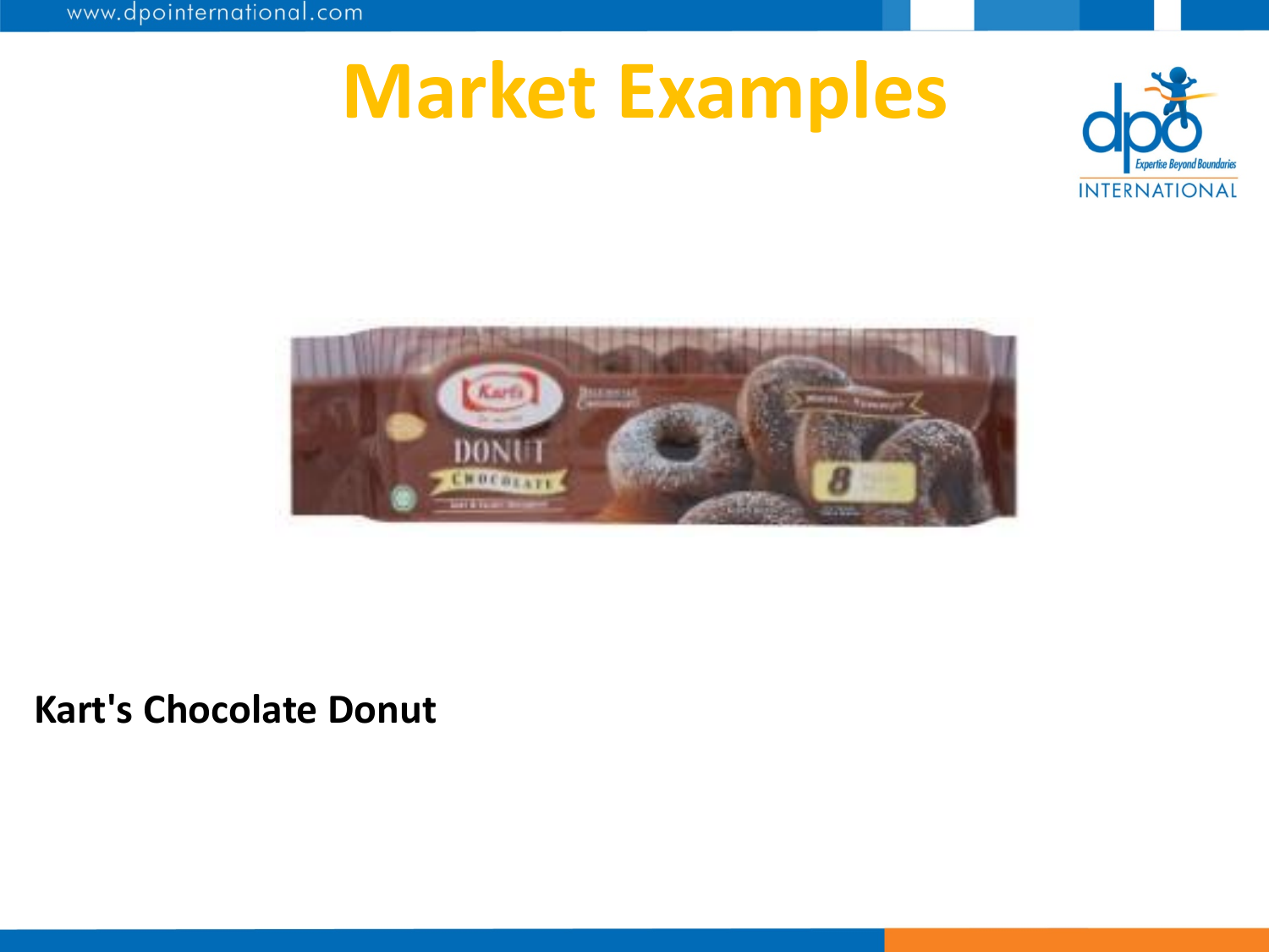# Market Examples

**Kart's Chocolate Donut**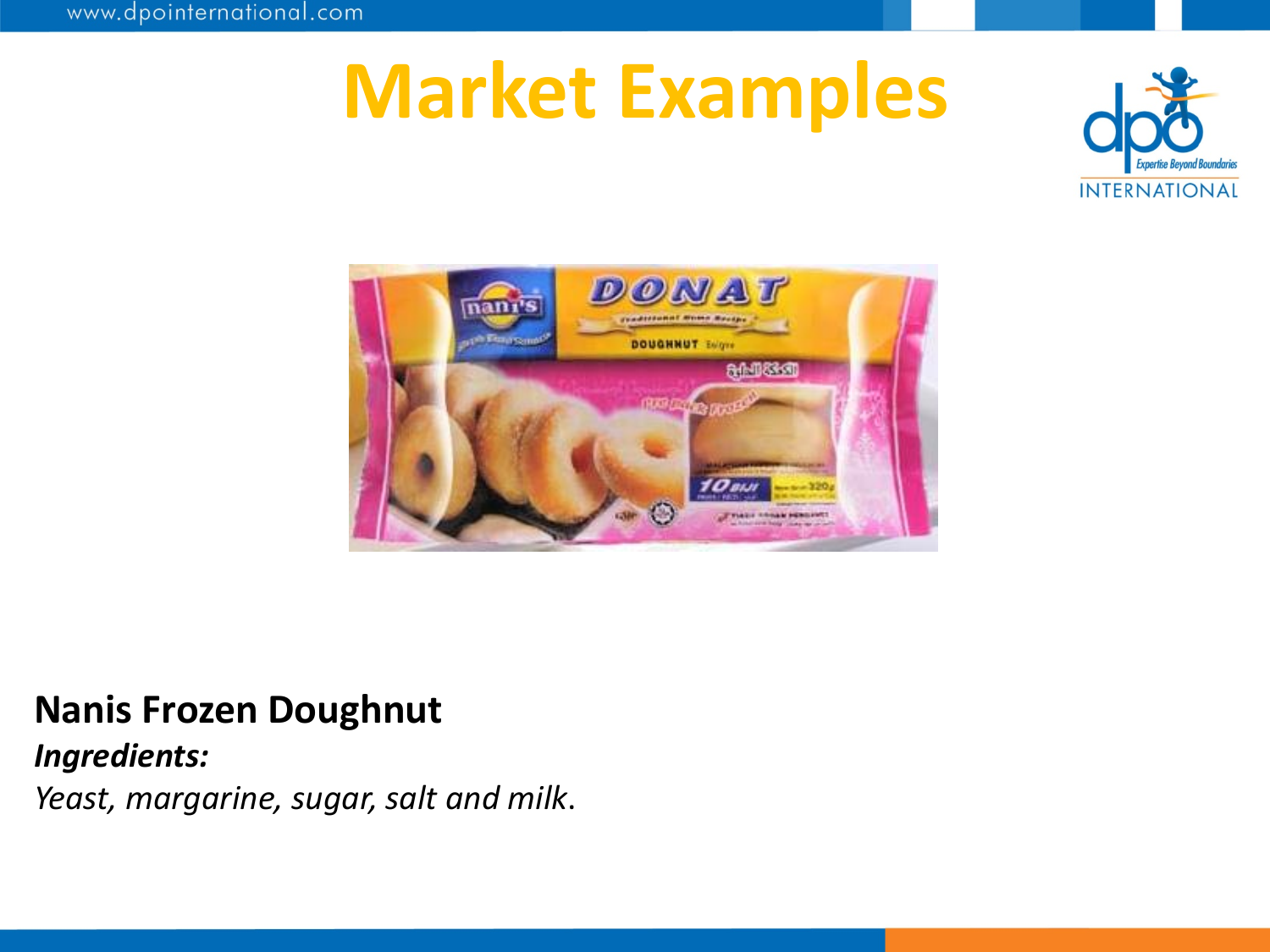# Market Examples

**Nanis Frozen Doughnut**

***Ingredients:***

*Yeast, margarine, sugar, salt and milk*.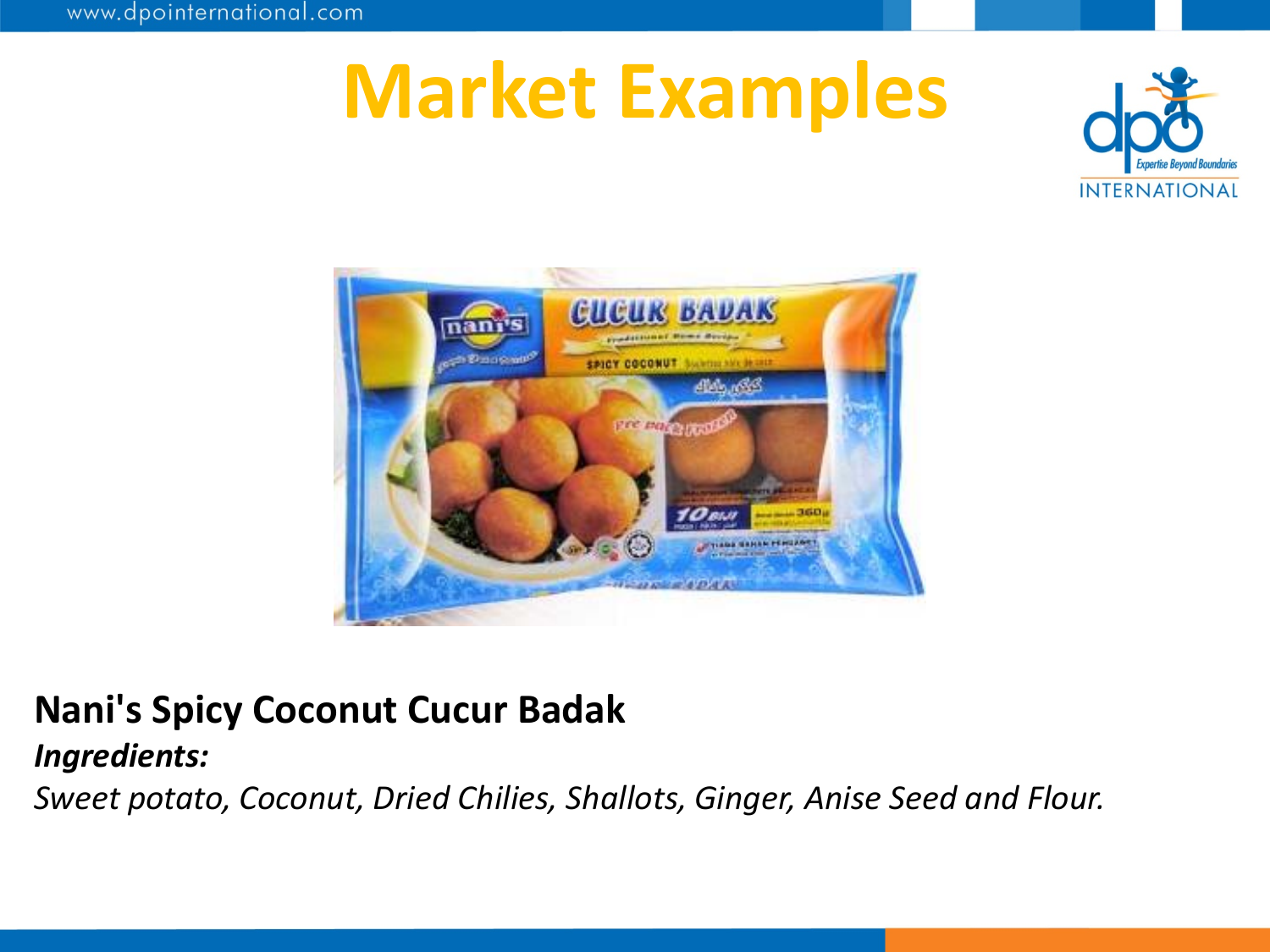# Market Examples

**Nani's Spicy Coconut Cucur Badak**

***Ingredients:***

*Sweet potato, Coconut, Dried Chilies, Shallots, Ginger, Anise Seed and Flour.*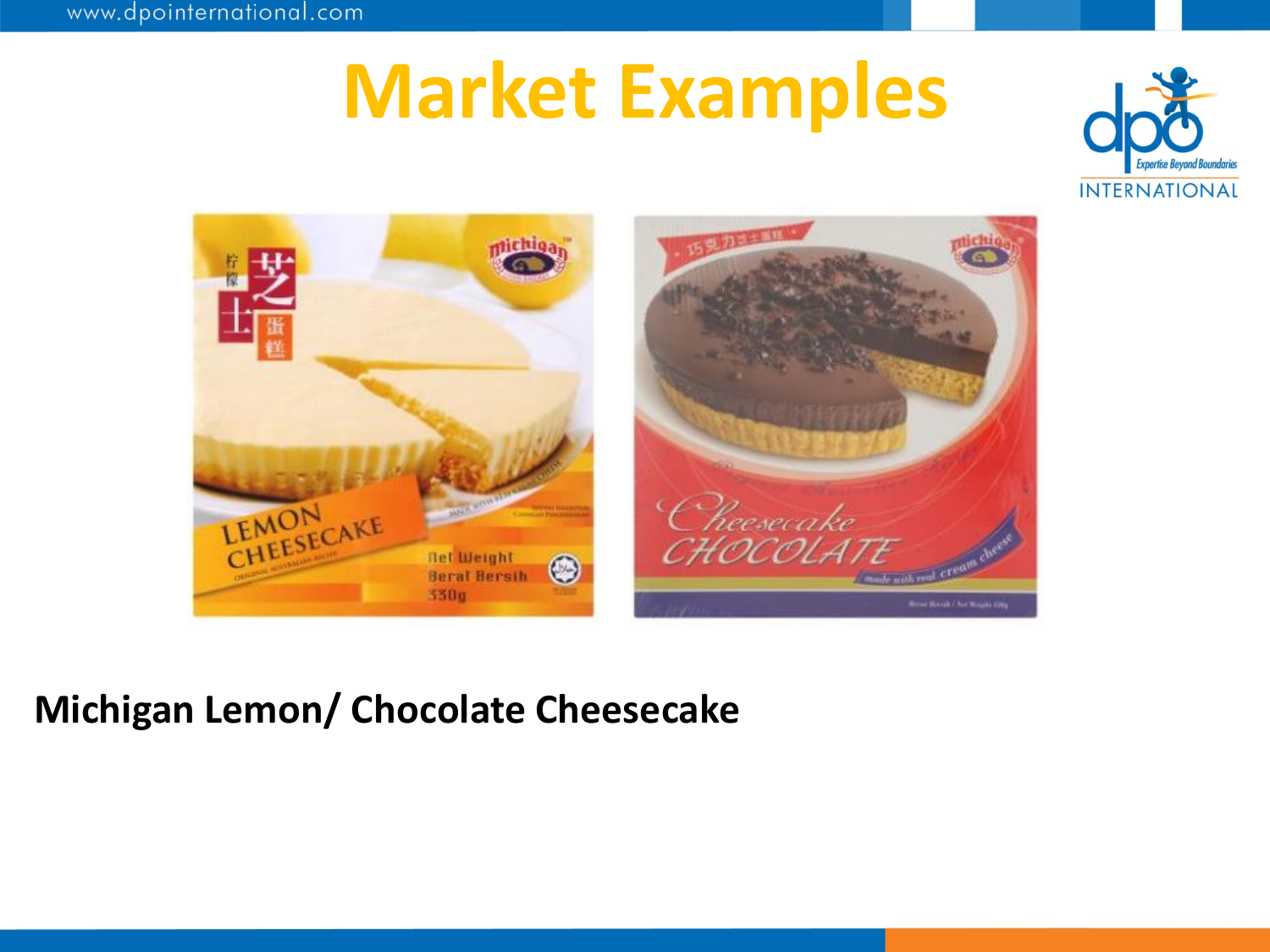# Market Examples

**Michigan Lemon/ Chocolate Cheesecake**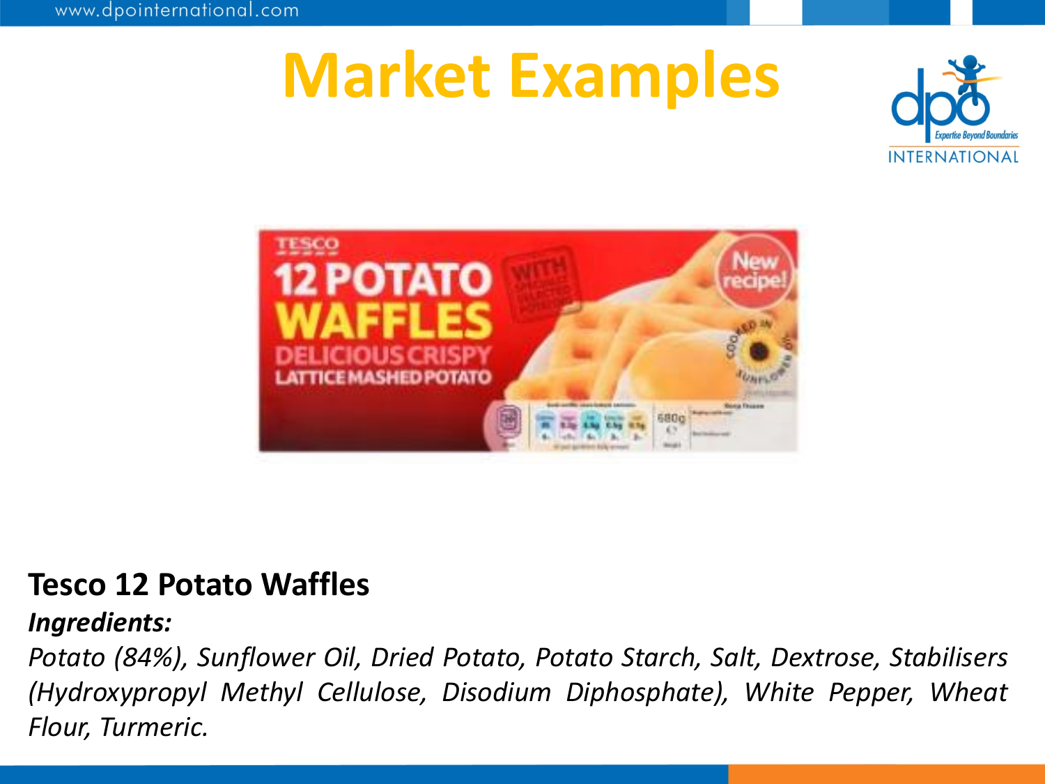# Market Examples

**Tesco 12 Potato Waffles**

***Ingredients:***

*Potato (84%), Sunflower Oil, Dried Potato, Potato Starch, Salt, Dextrose, Stabilisers (Hydroxypropyl Methyl Cellulose, Disodium Diphosphate), White Pepper, Wheat Flour, Turmeric.*